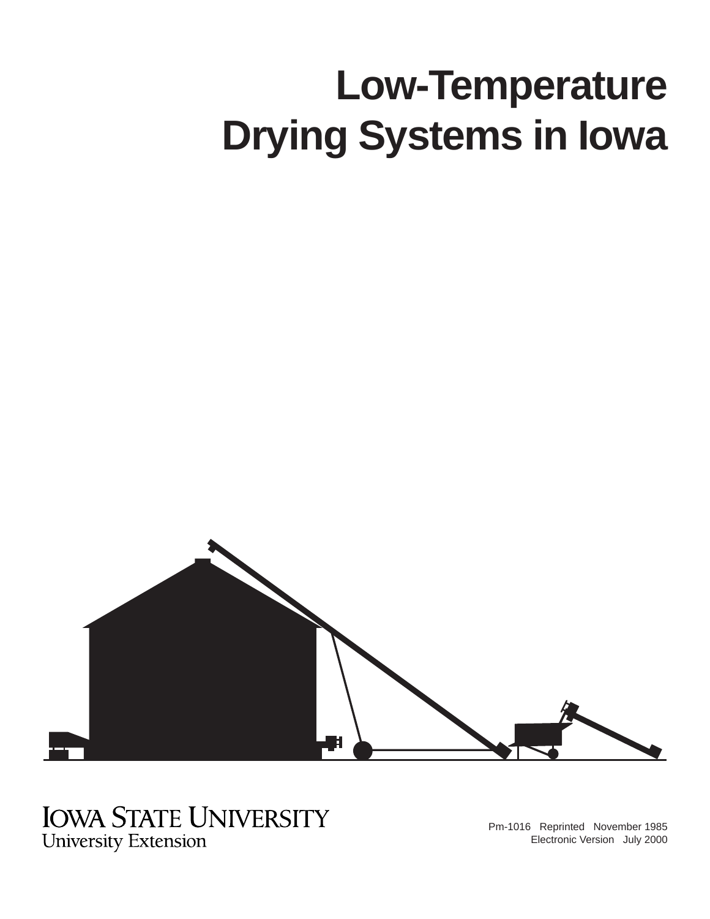# Low-Temperature Drying Systems in Iowa

IOWA STATE UNIVERSITY
University Extension

Pm-1016 Reprinted November 1985
Electronic Version July 2000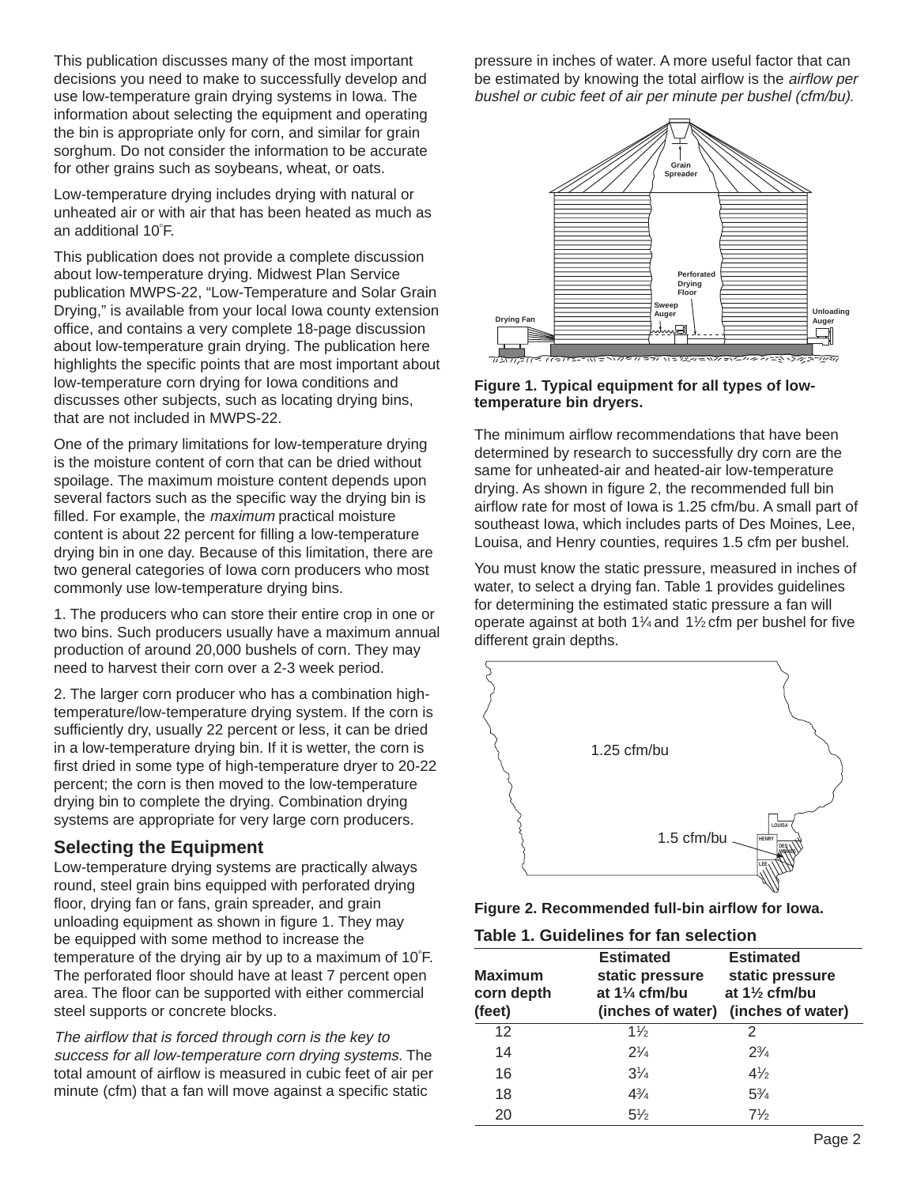This publication discusses many of the most important decisions you need to make to successfully develop and use low-temperature grain drying systems in Iowa. The information about selecting the equipment and operating the bin is appropriate only for corn, and similar for grain sorghum. Do not consider the information to be accurate for other grains such as soybeans, wheat, or oats.

Low-temperature drying includes drying with natural or unheated air or with air that has been heated as much as an additional 10°F.

This publication does not provide a complete discussion about low-temperature drying. Midwest Plan Service publication MWPS-22, "Low-Temperature and Solar Grain Drying," is available from your local Iowa county extension office, and contains a very complete 18-page discussion about low-temperature grain drying. The publication here highlights the specific points that are most important about low-temperature corn drying for Iowa conditions and discusses other subjects, such as locating drying bins, that are not included in MWPS-22.

One of the primary limitations for low-temperature drying is the moisture content of corn that can be dried without spoilage. The maximum moisture content depends upon several factors such as the specific way the drying bin is filled. For example, the *maximum* practical moisture content is about 22 percent for filling a low-temperature drying bin in one day. Because of this limitation, there are two general categories of Iowa corn producers who most commonly use low-temperature drying bins.

1. The producers who can store their entire crop in one or two bins. Such producers usually have a maximum annual production of around 20,000 bushels of corn. They may need to harvest their corn over a 2-3 week period.

2. The larger corn producer who has a combination high-temperature/low-temperature drying system. If the corn is sufficiently dry, usually 22 percent or less, it can be dried in a low-temperature drying bin. If it is wetter, the corn is first dried in some type of high-temperature dryer to 20-22 percent; the corn is then moved to the low-temperature drying bin to complete the drying. Combination drying systems are appropriate for very large corn producers.

## Selecting the Equipment

Low-temperature drying systems are practically always round, steel grain bins equipped with perforated drying floor, drying fan or fans, grain spreader, and grain unloading equipment as shown in figure 1. They may be equipped with some method to increase the temperature of the drying air by up to a maximum of 10°F. The perforated floor should have at least 7 percent open area. The floor can be supported with either commercial steel supports or concrete blocks.

*The airflow that is forced through corn is the key to success for all low-temperature corn drying systems.* The total amount of airflow is measured in cubic feet of air per minute (cfm) that a fan will move against a specific static pressure in inches of water. A more useful factor that can be estimated by knowing the total airflow is the *airflow per bushel or cubic feet of air per minute per bushel (cfm/bu).*

**Figure 1. Typical equipment for all types of low-temperature bin dryers.**

The minimum airflow recommendations that have been determined by research to successfully dry corn are the same for unheated-air and heated-air low-temperature drying. As shown in figure 2, the recommended full bin airflow rate for most of Iowa is 1.25 cfm/bu. A small part of southeast Iowa, which includes parts of Des Moines, Lee, Louisa, and Henry counties, requires 1.5 cfm per bushel.

You must know the static pressure, measured in inches of water, to select a drying fan. Table 1 provides guidelines for determining the estimated static pressure a fan will operate against at both 1¼ and 1½ cfm per bushel for five different grain depths.

**Figure 2. Recommended full-bin airflow for Iowa.**

**Table 1. Guidelines for fan selection**

| Maximum corn depth (feet) | Estimated static pressure at 1¼ cfm/bu (inches of water) | Estimated static pressure at 1½ cfm/bu (inches of water) |
|---|---|---|
| 12 | 1½ | 2 |
| 14 | 2¼ | 2¾ |
| 16 | 3¼ | 4½ |
| 18 | 4¾ | 5¾ |
| 20 | 5½ | 7½ |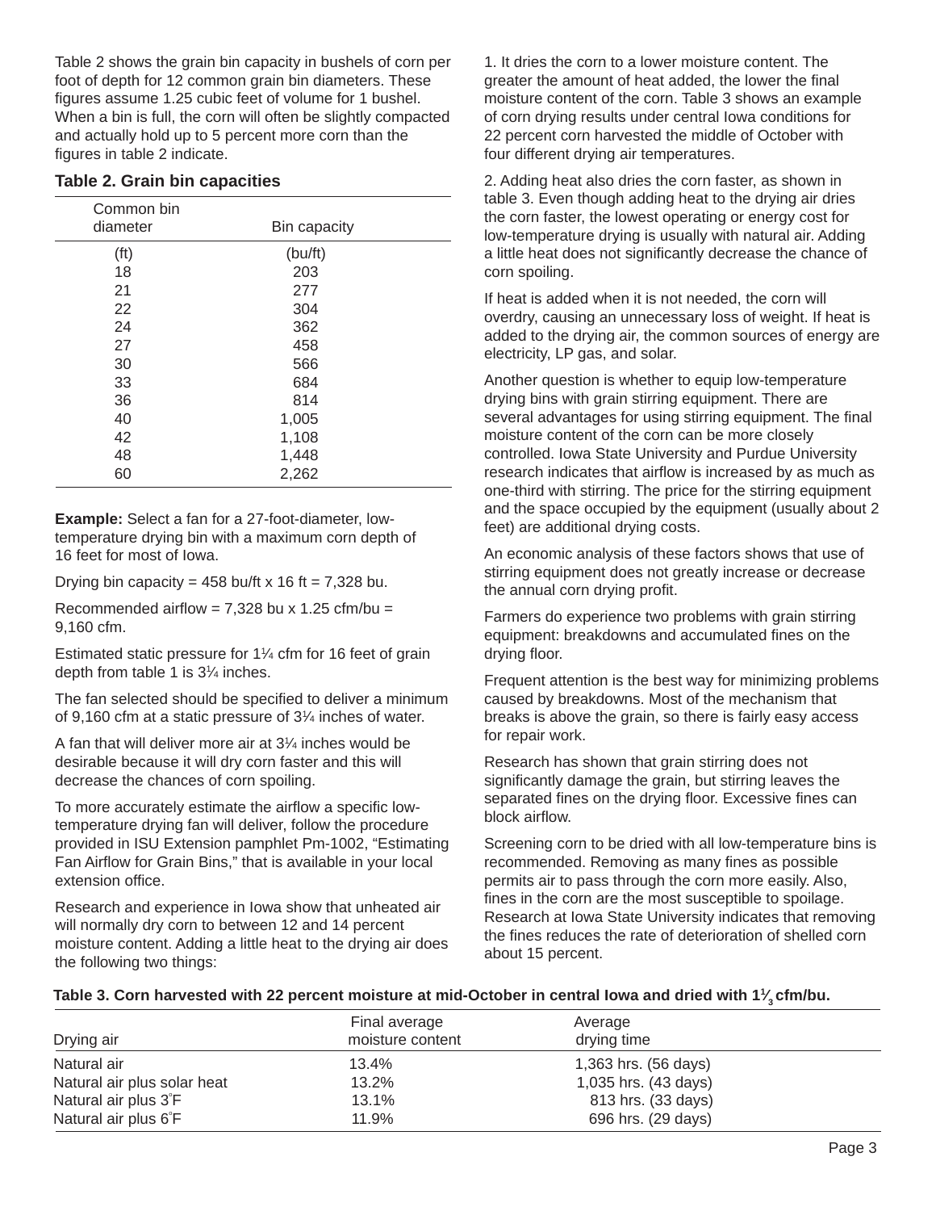Table 2 shows the grain bin capacity in bushels of corn per foot of depth for 12 common grain bin diameters. These figures assume 1.25 cubic feet of volume for 1 bushel. When a bin is full, the corn will often be slightly compacted and actually hold up to 5 percent more corn than the figures in table 2 indicate.

**Table 2. Grain bin capacities**

| Common bin diameter | Bin capacity |
|---|---|
| (ft) | (bu/ft) |
| 18 | 203 |
| 21 | 277 |
| 22 | 304 |
| 24 | 362 |
| 27 | 458 |
| 30 | 566 |
| 33 | 684 |
| 36 | 814 |
| 40 | 1,005 |
| 42 | 1,108 |
| 48 | 1,448 |
| 60 | 2,262 |

**Example:** Select a fan for a 27-foot-diameter, low-temperature drying bin with a maximum corn depth of 16 feet for most of Iowa.

Drying bin capacity = 458 bu/ft x 16 ft = 7,328 bu.

Recommended airflow = 7,328 bu x 1.25 cfm/bu = 9,160 cfm.

Estimated static pressure for 1¼ cfm for 16 feet of grain depth from table 1 is 3¼ inches.

The fan selected should be specified to deliver a minimum of 9,160 cfm at a static pressure of 3¼ inches of water.

A fan that will deliver more air at 3¼ inches would be desirable because it will dry corn faster and this will decrease the chances of corn spoiling.

To more accurately estimate the airflow a specific low-temperature drying fan will deliver, follow the procedure provided in ISU Extension pamphlet Pm-1002, "Estimating Fan Airflow for Grain Bins," that is available in your local extension office.

Research and experience in Iowa show that unheated air will normally dry corn to between 12 and 14 percent moisture content. Adding a little heat to the drying air does the following two things:

1. It dries the corn to a lower moisture content. The greater the amount of heat added, the lower the final moisture content of the corn. Table 3 shows an example of corn drying results under central Iowa conditions for 22 percent corn harvested the middle of October with four different drying air temperatures.

2. Adding heat also dries the corn faster, as shown in table 3. Even though adding heat to the drying air dries the corn faster, the lowest operating or energy cost for low-temperature drying is usually with natural air. Adding a little heat does not significantly decrease the chance of corn spoiling.

If heat is added when it is not needed, the corn will overdry, causing an unnecessary loss of weight. If heat is added to the drying air, the common sources of energy are electricity, LP gas, and solar.

Another question is whether to equip low-temperature drying bins with grain stirring equipment. There are several advantages for using stirring equipment. The final moisture content of the corn can be more closely controlled. Iowa State University and Purdue University research indicates that airflow is increased by as much as one-third with stirring. The price for the stirring equipment and the space occupied by the equipment (usually about 2 feet) are additional drying costs.

An economic analysis of these factors shows that use of stirring equipment does not greatly increase or decrease the annual corn drying profit.

Farmers do experience two problems with grain stirring equipment: breakdowns and accumulated fines on the drying floor.

Frequent attention is the best way for minimizing problems caused by breakdowns. Most of the mechanism that breaks is above the grain, so there is fairly easy access for repair work.

Research has shown that grain stirring does not significantly damage the grain, but stirring leaves the separated fines on the drying floor. Excessive fines can block airflow.

Screening corn to be dried with all low-temperature bins is recommended. Removing as many fines as possible permits air to pass through the corn more easily. Also, fines in the corn are the most susceptible to spoilage. Research at Iowa State University indicates that removing the fines reduces the rate of deterioration of shelled corn about 15 percent.

**Table 3. Corn harvested with 22 percent moisture at mid-October in central Iowa and dried with 1⅓ cfm/bu.**

| Drying air | Final average moisture content | Average drying time |
|---|---|---|
| Natural air | 13.4% | 1,363 hrs. (56 days) |
| Natural air plus solar heat | 13.2% | 1,035 hrs. (43 days) |
| Natural air plus 3°F | 13.1% | 813 hrs. (33 days) |
| Natural air plus 6°F | 11.9% | 696 hrs. (29 days) |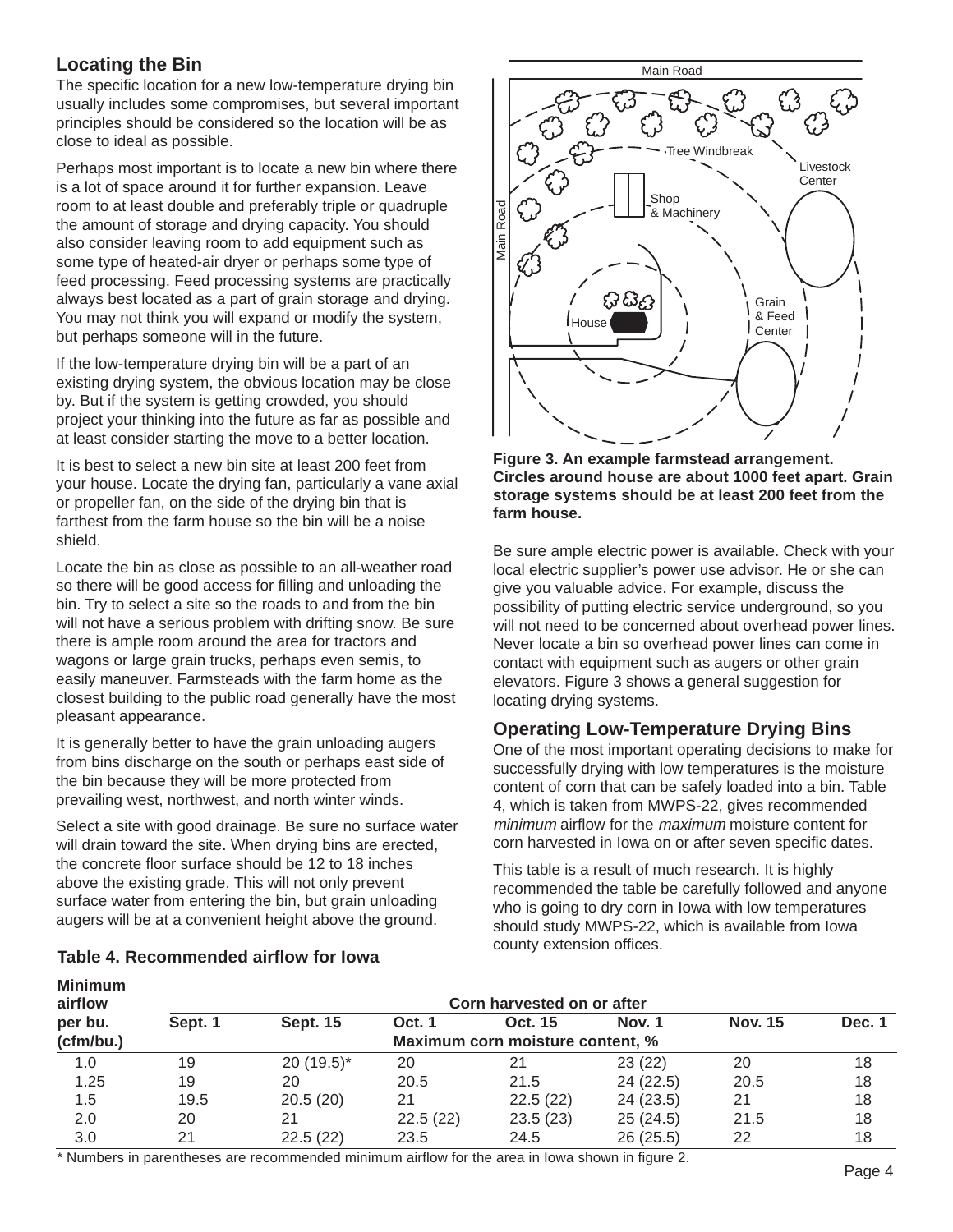## Locating the Bin

The specific location for a new low-temperature drying bin usually includes some compromises, but several important principles should be considered so the location will be as close to ideal as possible.

Perhaps most important is to locate a new bin where there is a lot of space around it for further expansion. Leave room to at least double and preferably triple or quadruple the amount of storage and drying capacity. You should also consider leaving room to add equipment such as some type of heated-air dryer or perhaps some type of feed processing. Feed processing systems are practically always best located as a part of grain storage and drying. You may not think you will expand or modify the system, but perhaps someone will in the future.

If the low-temperature drying bin will be a part of an existing drying system, the obvious location may be close by. But if the system is getting crowded, you should project your thinking into the future as far as possible and at least consider starting the move to a better location.

It is best to select a new bin site at least 200 feet from your house. Locate the drying fan, particularly a vane axial or propeller fan, on the side of the drying bin that is farthest from the farm house so the bin will be a noise shield.

Locate the bin as close as possible to an all-weather road so there will be good access for filling and unloading the bin. Try to select a site so the roads to and from the bin will not have a serious problem with drifting snow. Be sure there is ample room around the area for tractors and wagons or large grain trucks, perhaps even semis, to easily maneuver. Farmsteads with the farm home as the closest building to the public road generally have the most pleasant appearance.

It is generally better to have the grain unloading augers from bins discharge on the south or perhaps east side of the bin because they will be more protected from prevailing west, northwest, and north winter winds.

Select a site with good drainage. Be sure no surface water will drain toward the site. When drying bins are erected, the concrete floor surface should be 12 to 18 inches above the existing grade. This will not only prevent surface water from entering the bin, but grain unloading augers will be at a convenient height above the ground.

Main Road

Tree Windbreak

Livestock Center

Shop & Machinery

Main Road

Grain & Feed Center

House

**Figure 3. An example farmstead arrangement. Circles around house are about 1000 feet apart. Grain storage systems should be at least 200 feet from the farm house.**

Be sure ample electric power is available. Check with your local electric supplier's power use advisor. He or she can give you valuable advice. For example, discuss the possibility of putting electric service underground, so you will not need to be concerned about overhead power lines. Never locate a bin so overhead power lines can come in contact with equipment such as augers or other grain elevators. Figure 3 shows a general suggestion for locating drying systems.

## Operating Low-Temperature Drying Bins

One of the most important operating decisions to make for successfully drying with low temperatures is the moisture content of corn that can be safely loaded into a bin. Table 4, which is taken from MWPS-22, gives recommended *minimum* airflow for the *maximum* moisture content for corn harvested in Iowa on or after seven specific dates.

This table is a result of much research. It is highly recommended the table be carefully followed and anyone who is going to dry corn in Iowa with low temperatures should study MWPS-22, which is available from Iowa county extension offices.

**Table 4. Recommended airflow for Iowa**

| Minimum airflow per bu. (cfm/bu.) | Corn harvested on or after | | | | | | |
|---|---|---|---|---|---|---|---|
| | Sept. 1 | Sept. 15 | Oct. 1 | Oct. 15 | Nov. 1 | Nov. 15 | Dec. 1 |
| | Maximum corn moisture content, % | | | | | | |
| 1.0 | 19 | 20 (19.5)* | 20 | 21 | 23 (22) | 20 | 18 |
| 1.25 | 19 | 20 | 20.5 | 21.5 | 24 (22.5) | 20.5 | 18 |
| 1.5 | 19.5 | 20.5 (20) | 21 | 22.5 (22) | 24 (23.5) | 21 | 18 |
| 2.0 | 20 | 21 | 22.5 (22) | 23.5 (23) | 25 (24.5) | 21.5 | 18 |
| 3.0 | 21 | 22.5 (22) | 23.5 | 24.5 | 26 (25.5) | 22 | 18 |

\* Numbers in parentheses are recommended minimum airflow for the area in Iowa shown in figure 2.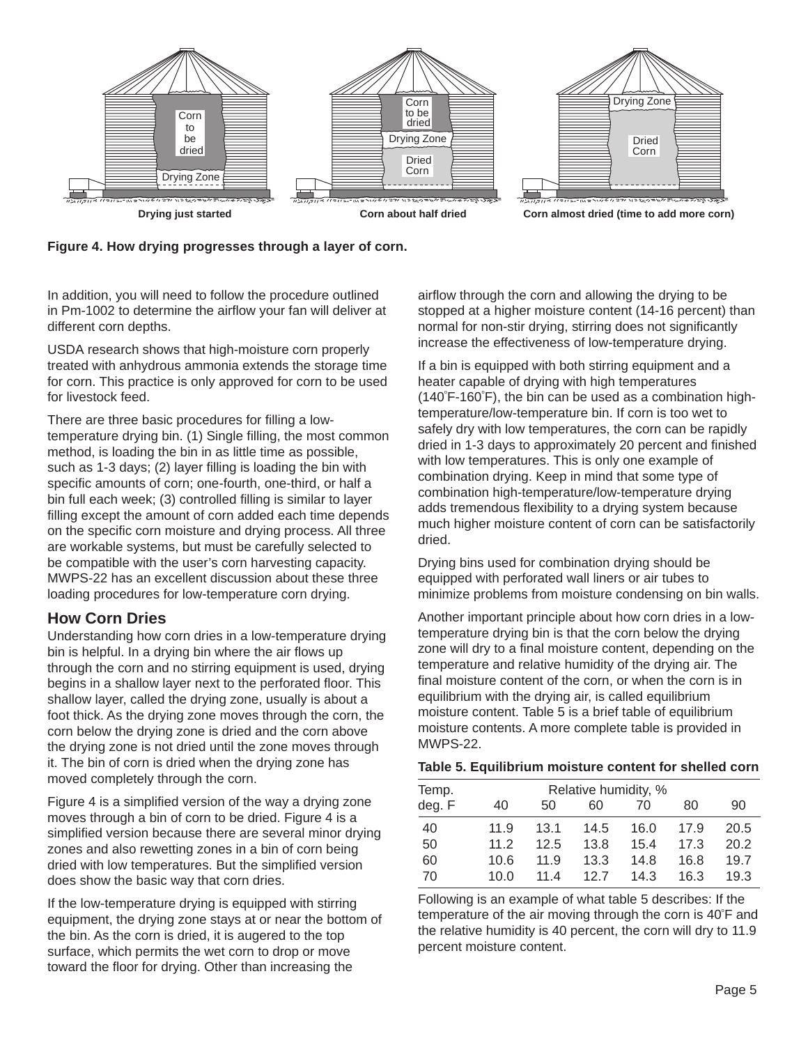Drying just started

Corn about half dried

Corn almost dried (time to add more corn)

**Figure 4. How drying progresses through a layer of corn.**

In addition, you will need to follow the procedure outlined in Pm-1002 to determine the airflow your fan will deliver at different corn depths.

USDA research shows that high-moisture corn properly treated with anhydrous ammonia extends the storage time for corn. This practice is only approved for corn to be used for livestock feed.

There are three basic procedures for filling a low-temperature drying bin. (1) Single filling, the most common method, is loading the bin in as little time as possible, such as 1-3 days; (2) layer filling is loading the bin with specific amounts of corn; one-fourth, one-third, or half a bin full each week; (3) controlled filling is similar to layer filling except the amount of corn added each time depends on the specific corn moisture and drying process. All three are workable systems, but must be carefully selected to be compatible with the user's corn harvesting capacity. MWPS-22 has an excellent discussion about these three loading procedures for low-temperature corn drying.

## How Corn Dries

Understanding how corn dries in a low-temperature drying bin is helpful. In a drying bin where the air flows up through the corn and no stirring equipment is used, drying begins in a shallow layer next to the perforated floor. This shallow layer, called the drying zone, usually is about a foot thick. As the drying zone moves through the corn, the corn below the drying zone is dried and the corn above the drying zone is not dried until the zone moves through it. The bin of corn is dried when the drying zone has moved completely through the corn.

Figure 4 is a simplified version of the way a drying zone moves through a bin of corn to be dried. Figure 4 is a simplified version because there are several minor drying zones and also rewetting zones in a bin of corn being dried with low temperatures. But the simplified version does show the basic way that corn dries.

If the low-temperature drying is equipped with stirring equipment, the drying zone stays at or near the bottom of the bin. As the corn is dried, it is augered to the top surface, which permits the wet corn to drop or move toward the floor for drying. Other than increasing the airflow through the corn and allowing the drying to be stopped at a higher moisture content (14-16 percent) than normal for non-stir drying, stirring does not significantly increase the effectiveness of low-temperature drying.

If a bin is equipped with both stirring equipment and a heater capable of drying with high temperatures (140°F-160°F), the bin can be used as a combination high-temperature/low-temperature bin. If corn is too wet to safely dry with low temperatures, the corn can be rapidly dried in 1-3 days to approximately 20 percent and finished with low temperatures. This is only one example of combination drying. Keep in mind that some type of combination high-temperature/low-temperature drying adds tremendous flexibility to a drying system because much higher moisture content of corn can be satisfactorily dried.

Drying bins used for combination drying should be equipped with perforated wall liners or air tubes to minimize problems from moisture condensing on bin walls.

Another important principle about how corn dries in a low-temperature drying bin is that the corn below the drying zone will dry to a final moisture content, depending on the temperature and relative humidity of the drying air. The final moisture content of the corn, or when the corn is in equilibrium with the drying air, is called equilibrium moisture content. Table 5 is a brief table of equilibrium moisture contents. A more complete table is provided in MWPS-22.

**Table 5. Equilibrium moisture content for shelled corn**

| Temp. deg. F | Relative humidity, % 40 | 50 | 60 | 70 | 80 | 90 |
|---|---|---|---|---|---|---|
| 40 | 11.9 | 13.1 | 14.5 | 16.0 | 17.9 | 20.5 |
| 50 | 11.2 | 12.5 | 13.8 | 15.4 | 17.3 | 20.2 |
| 60 | 10.6 | 11.9 | 13.3 | 14.8 | 16.8 | 19.7 |
| 70 | 10.0 | 11.4 | 12.7 | 14.3 | 16.3 | 19.3 |

Following is an example of what table 5 describes: If the temperature of the air moving through the corn is 40°F and the relative humidity is 40 percent, the corn will dry to 11.9 percent moisture content.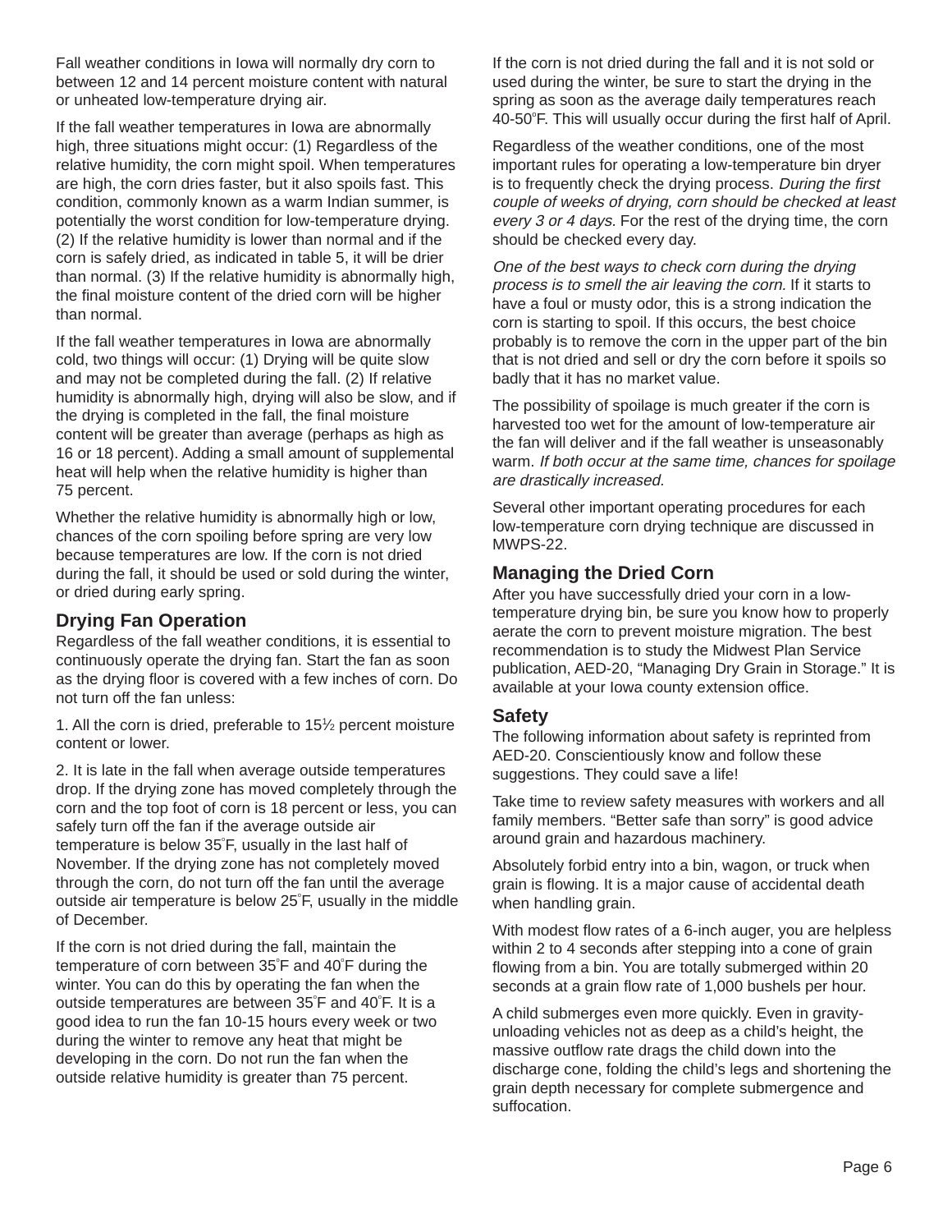Fall weather conditions in Iowa will normally dry corn to between 12 and 14 percent moisture content with natural or unheated low-temperature drying air.

If the fall weather temperatures in Iowa are abnormally high, three situations might occur: (1) Regardless of the relative humidity, the corn might spoil. When temperatures are high, the corn dries faster, but it also spoils fast. This condition, commonly known as a warm Indian summer, is potentially the worst condition for low-temperature drying. (2) If the relative humidity is lower than normal and if the corn is safely dried, as indicated in table 5, it will be drier than normal. (3) If the relative humidity is abnormally high, the final moisture content of the dried corn will be higher than normal.

If the fall weather temperatures in Iowa are abnormally cold, two things will occur: (1) Drying will be quite slow and may not be completed during the fall. (2) If relative humidity is abnormally high, drying will also be slow, and if the drying is completed in the fall, the final moisture content will be greater than average (perhaps as high as 16 or 18 percent). Adding a small amount of supplemental heat will help when the relative humidity is higher than 75 percent.

Whether the relative humidity is abnormally high or low, chances of the corn spoiling before spring are very low because temperatures are low. If the corn is not dried during the fall, it should be used or sold during the winter, or dried during early spring.

## Drying Fan Operation

Regardless of the fall weather conditions, it is essential to continuously operate the drying fan. Start the fan as soon as the drying floor is covered with a few inches of corn. Do not turn off the fan unless:

1. All the corn is dried, preferable to 15½ percent moisture content or lower.

2. It is late in the fall when average outside temperatures drop. If the drying zone has moved completely through the corn and the top foot of corn is 18 percent or less, you can safely turn off the fan if the average outside air temperature is below 35°F, usually in the last half of November. If the drying zone has not completely moved through the corn, do not turn off the fan until the average outside air temperature is below 25°F, usually in the middle of December.

If the corn is not dried during the fall, maintain the temperature of corn between 35°F and 40°F during the winter. You can do this by operating the fan when the outside temperatures are between 35°F and 40°F. It is a good idea to run the fan 10-15 hours every week or two during the winter to remove any heat that might be developing in the corn. Do not run the fan when the outside relative humidity is greater than 75 percent.

If the corn is not dried during the fall and it is not sold or used during the winter, be sure to start the drying in the spring as soon as the average daily temperatures reach 40-50°F. This will usually occur during the first half of April.

Regardless of the weather conditions, one of the most important rules for operating a low-temperature bin dryer is to frequently check the drying process. *During the first couple of weeks of drying, corn should be checked at least every 3 or 4 days*. For the rest of the drying time, the corn should be checked every day.

*One of the best ways to check corn during the drying process is to smell the air leaving the corn.* If it starts to have a foul or musty odor, this is a strong indication the corn is starting to spoil. If this occurs, the best choice probably is to remove the corn in the upper part of the bin that is not dried and sell or dry the corn before it spoils so badly that it has no market value.

The possibility of spoilage is much greater if the corn is harvested too wet for the amount of low-temperature air the fan will deliver and if the fall weather is unseasonably warm. *If both occur at the same time, chances for spoilage are drastically increased.*

Several other important operating procedures for each low-temperature corn drying technique are discussed in MWPS-22.

## Managing the Dried Corn

After you have successfully dried your corn in a low-temperature drying bin, be sure you know how to properly aerate the corn to prevent moisture migration. The best recommendation is to study the Midwest Plan Service publication, AED-20, "Managing Dry Grain in Storage." It is available at your Iowa county extension office.

## Safety

The following information about safety is reprinted from AED-20. Conscientiously know and follow these suggestions. They could save a life!

Take time to review safety measures with workers and all family members. "Better safe than sorry" is good advice around grain and hazardous machinery.

Absolutely forbid entry into a bin, wagon, or truck when grain is flowing. It is a major cause of accidental death when handling grain.

With modest flow rates of a 6-inch auger, you are helpless within 2 to 4 seconds after stepping into a cone of grain flowing from a bin. You are totally submerged within 20 seconds at a grain flow rate of 1,000 bushels per hour.

A child submerges even more quickly. Even in gravity-unloading vehicles not as deep as a child's height, the massive outflow rate drags the child down into the discharge cone, folding the child's legs and shortening the grain depth necessary for complete submergence and suffocation.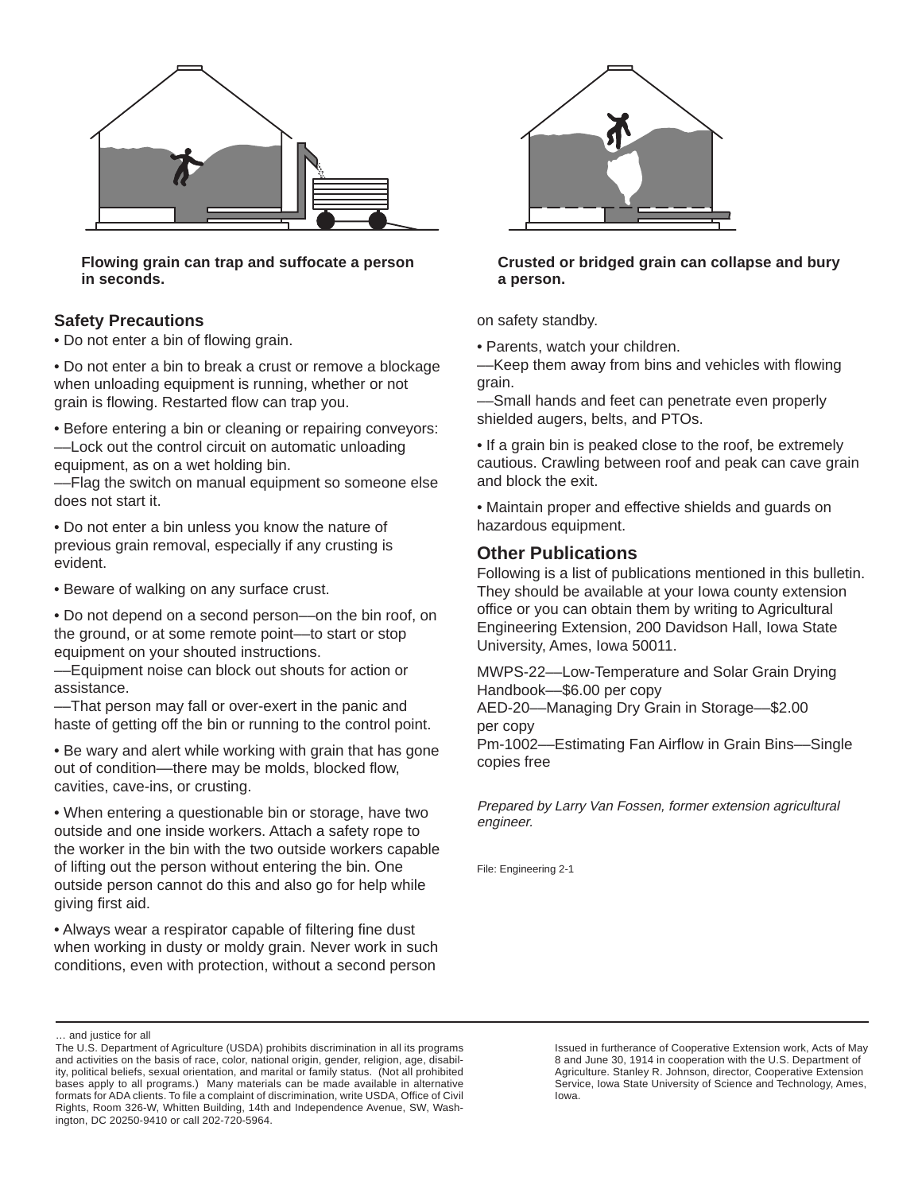**Flowing grain can trap and suffocate a person in seconds.**

**Crusted or bridged grain can collapse and bury a person.**

## Safety Precautions

• Do not enter a bin of flowing grain.

• Do not enter a bin to break a crust or remove a blockage when unloading equipment is running, whether or not grain is flowing. Restarted flow can trap you.

• Before entering a bin or cleaning or repairing conveyors:
—Lock out the control circuit on automatic unloading equipment, as on a wet holding bin.
—Flag the switch on manual equipment so someone else does not start it.

• Do not enter a bin unless you know the nature of previous grain removal, especially if any crusting is evident.

• Beware of walking on any surface crust.

• Do not depend on a second person—on the bin roof, on the ground, or at some remote point—to start or stop equipment on your shouted instructions.
—Equipment noise can block out shouts for action or assistance.
—That person may fall or over-exert in the panic and haste of getting off the bin or running to the control point.

• Be wary and alert while working with grain that has gone out of condition—there may be molds, blocked flow, cavities, cave-ins, or crusting.

• When entering a questionable bin or storage, have two outside and one inside workers. Attach a safety rope to the worker in the bin with the two outside workers capable of lifting out the person without entering the bin. One outside person cannot do this and also go for help while giving first aid.

• Always wear a respirator capable of filtering fine dust when working in dusty or moldy grain. Never work in such conditions, even with protection, without a second person on safety standby.

• Parents, watch your children.
—Keep them away from bins and vehicles with flowing grain.
—Small hands and feet can penetrate even properly shielded augers, belts, and PTOs.

• If a grain bin is peaked close to the roof, be extremely cautious. Crawling between roof and peak can cave grain and block the exit.

• Maintain proper and effective shields and guards on hazardous equipment.

## Other Publications

Following is a list of publications mentioned in this bulletin. They should be available at your Iowa county extension office or you can obtain them by writing to Agricultural Engineering Extension, 200 Davidson Hall, Iowa State University, Ames, Iowa 50011.

MWPS-22—Low-Temperature and Solar Grain Drying Handbook—$6.00 per copy
AED-20—Managing Dry Grain in Storage—$2.00 per copy
Pm-1002—Estimating Fan Airflow in Grain Bins—Single copies free

*Prepared by Larry Van Fossen, former extension agricultural engineer.*

File: Engineering 2-1

… and justice for all
The U.S. Department of Agriculture (USDA) prohibits discrimination in all its programs and activities on the basis of race, color, national origin, gender, religion, age, disability, political beliefs, sexual orientation, and marital or family status. (Not all prohibited bases apply to all programs.) Many materials can be made available in alternative formats for ADA clients. To file a complaint of discrimination, write USDA, Office of Civil Rights, Room 326-W, Whitten Building, 14th and Independence Avenue, SW, Washington, DC 20250-9410 or call 202-720-5964.

Issued in furtherance of Cooperative Extension work, Acts of May 8 and June 30, 1914 in cooperation with the U.S. Department of Agriculture. Stanley R. Johnson, director, Cooperative Extension Service, Iowa State University of Science and Technology, Ames, Iowa.